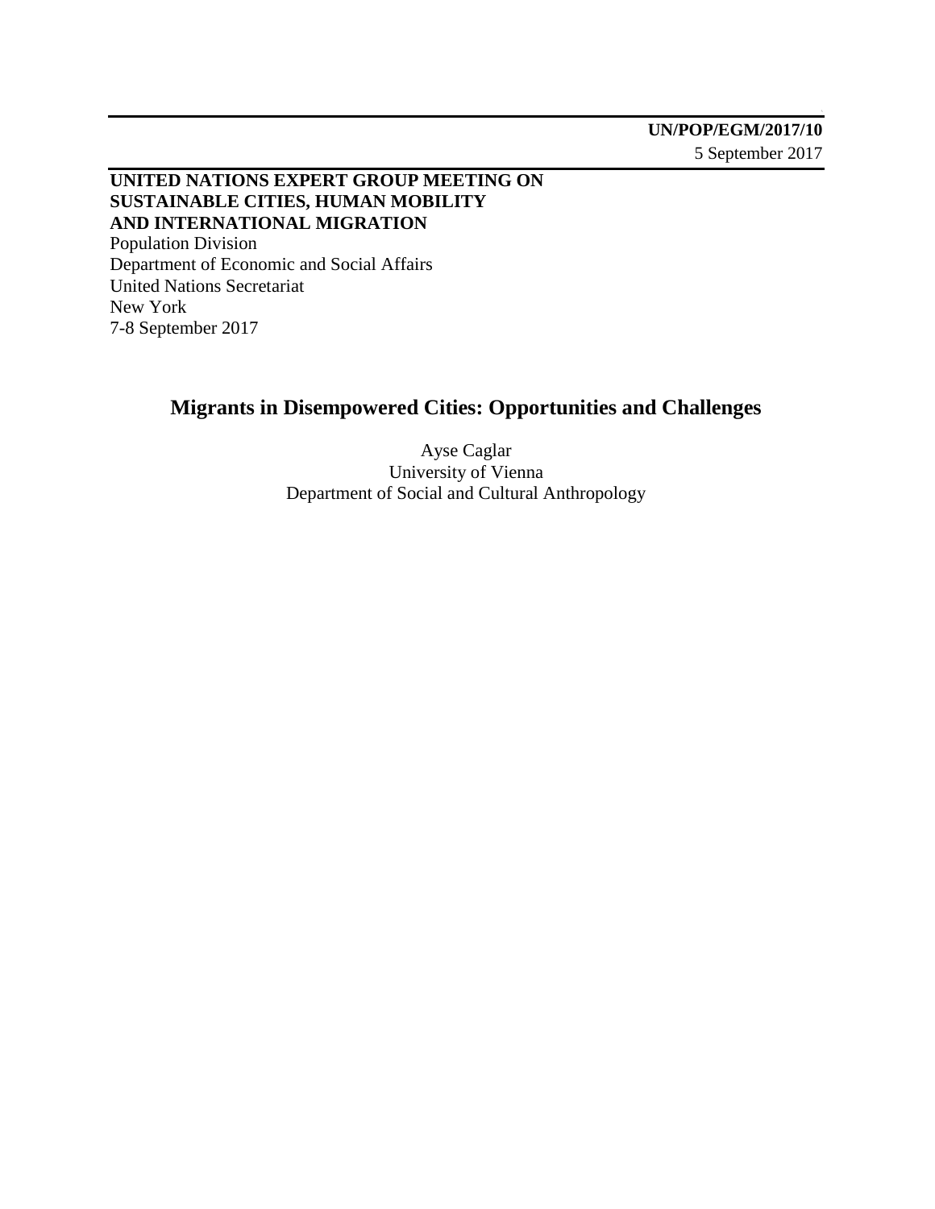**UN/POP/EGM/2017/10**
5 September 2017

**UNITED NATIONS EXPERT GROUP MEETING ON SUSTAINABLE CITIES, HUMAN MOBILITY AND INTERNATIONAL MIGRATION**
Population Division
Department of Economic and Social Affairs
United Nations Secretariat
New York
7-8 September 2017

# Migrants in Disempowered Cities: Opportunities and Challenges

Ayse Caglar
University of Vienna
Department of Social and Cultural Anthropology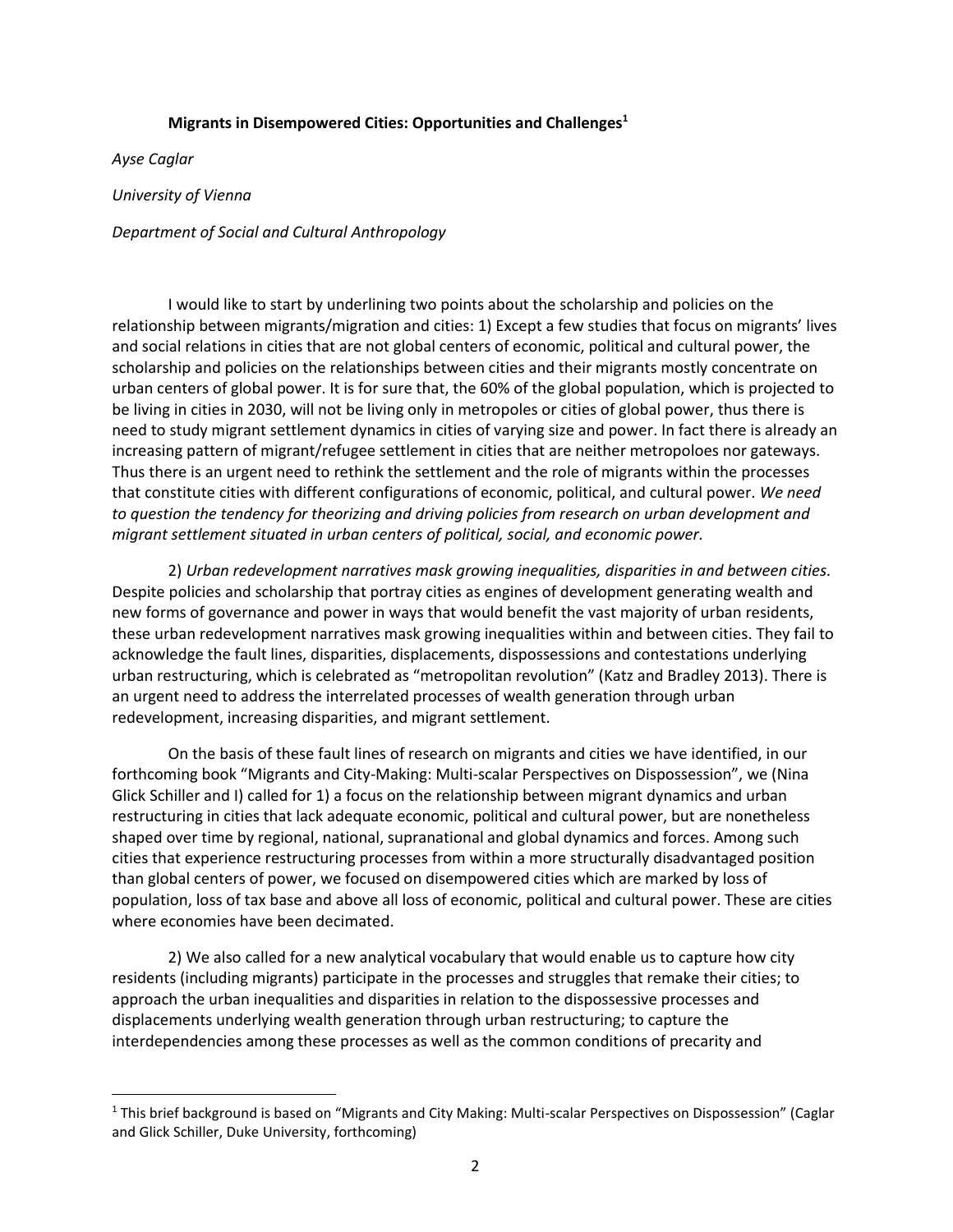**Migrants in Disempowered Cities: Opportunities and Challenges**[1]

*Ayse Caglar*

*University of Vienna*

*Department of Social and Cultural Anthropology*

I would like to start by underlining two points about the scholarship and policies on the relationship between migrants/migration and cities: 1) Except a few studies that focus on migrants' lives and social relations in cities that are not global centers of economic, political and cultural power, the scholarship and policies on the relationships between cities and their migrants mostly concentrate on urban centers of global power. It is for sure that, the 60% of the global population, which is projected to be living in cities in 2030, will not be living only in metropoles or cities of global power, thus there is need to study migrant settlement dynamics in cities of varying size and power. In fact there is already an increasing pattern of migrant/refugee settlement in cities that are neither metropoloes nor gateways. Thus there is an urgent need to rethink the settlement and the role of migrants within the processes that constitute cities with different configurations of economic, political, and cultural power. *We need to question the tendency for theorizing and driving policies from research on urban development and migrant settlement situated in urban centers of political, social, and economic power.*

2) *Urban redevelopment narratives mask growing inequalities, disparities in and between cities.* Despite policies and scholarship that portray cities as engines of development generating wealth and new forms of governance and power in ways that would benefit the vast majority of urban residents, these urban redevelopment narratives mask growing inequalities within and between cities. They fail to acknowledge the fault lines, disparities, displacements, dispossessions and contestations underlying urban restructuring, which is celebrated as "metropolitan revolution" (Katz and Bradley 2013). There is an urgent need to address the interrelated processes of wealth generation through urban redevelopment, increasing disparities, and migrant settlement.

On the basis of these fault lines of research on migrants and cities we have identified, in our forthcoming book "Migrants and City-Making: Multi-scalar Perspectives on Dispossession", we (Nina Glick Schiller and I) called for 1) a focus on the relationship between migrant dynamics and urban restructuring in cities that lack adequate economic, political and cultural power, but are nonetheless shaped over time by regional, national, supranational and global dynamics and forces. Among such cities that experience restructuring processes from within a more structurally disadvantaged position than global centers of power, we focused on disempowered cities which are marked by loss of population, loss of tax base and above all loss of economic, political and cultural power. These are cities where economies have been decimated.

2) We also called for a new analytical vocabulary that would enable us to capture how city residents (including migrants) participate in the processes and struggles that remake their cities; to approach the urban inequalities and disparities in relation to the dispossessive processes and displacements underlying wealth generation through urban restructuring; to capture the interdependencies among these processes as well as the common conditions of precarity and

[1] This brief background is based on "Migrants and City Making: Multi-scalar Perspectives on Dispossession" (Caglar and Glick Schiller, Duke University, forthcoming)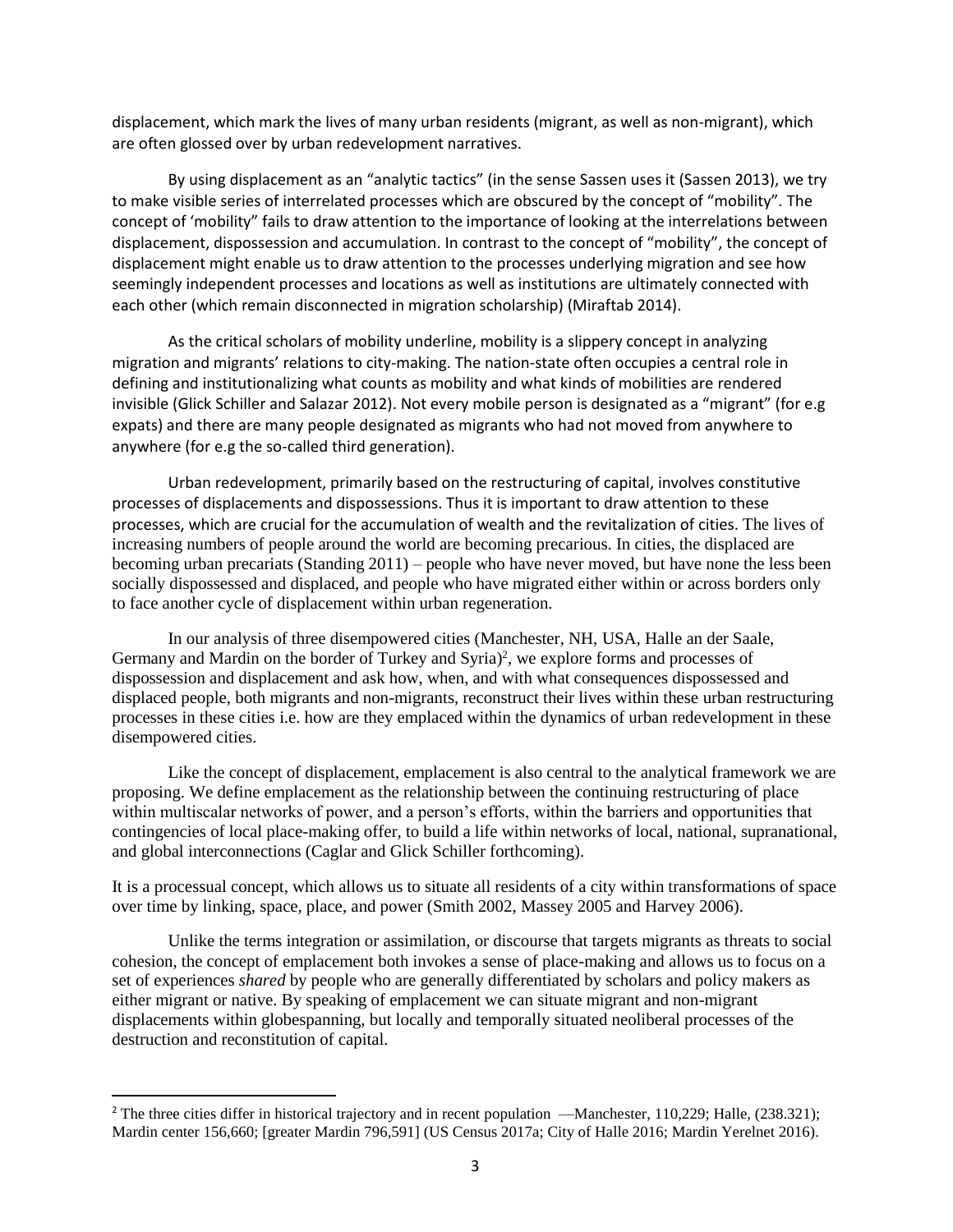displacement, which mark the lives of many urban residents (migrant, as well as non-migrant), which are often glossed over by urban redevelopment narratives.

By using displacement as an "analytic tactics" (in the sense Sassen uses it (Sassen 2013), we try to make visible series of interrelated processes which are obscured by the concept of "mobility". The concept of 'mobility" fails to draw attention to the importance of looking at the interrelations between displacement, dispossession and accumulation. In contrast to the concept of "mobility", the concept of displacement might enable us to draw attention to the processes underlying migration and see how seemingly independent processes and locations as well as institutions are ultimately connected with each other (which remain disconnected in migration scholarship) (Miraftab 2014).

As the critical scholars of mobility underline, mobility is a slippery concept in analyzing migration and migrants' relations to city-making. The nation-state often occupies a central role in defining and institutionalizing what counts as mobility and what kinds of mobilities are rendered invisible (Glick Schiller and Salazar 2012). Not every mobile person is designated as a "migrant" (for e.g expats) and there are many people designated as migrants who had not moved from anywhere to anywhere (for e.g the so-called third generation).

Urban redevelopment, primarily based on the restructuring of capital, involves constitutive processes of displacements and dispossessions. Thus it is important to draw attention to these processes, which are crucial for the accumulation of wealth and the revitalization of cities. The lives of increasing numbers of people around the world are becoming precarious. In cities, the displaced are becoming urban precariats (Standing 2011) – people who have never moved, but have none the less been socially dispossessed and displaced, and people who have migrated either within or across borders only to face another cycle of displacement within urban regeneration.

In our analysis of three disempowered cities (Manchester, NH, USA, Halle an der Saale, Germany and Mardin on the border of Turkey and Syria)[2], we explore forms and processes of dispossession and displacement and ask how, when, and with what consequences dispossessed and displaced people, both migrants and non-migrants, reconstruct their lives within these urban restructuring processes in these cities i.e. how are they emplaced within the dynamics of urban redevelopment in these disempowered cities.

Like the concept of displacement, emplacement is also central to the analytical framework we are proposing. We define emplacement as the relationship between the continuing restructuring of place within multiscalar networks of power, and a person's efforts, within the barriers and opportunities that contingencies of local place-making offer, to build a life within networks of local, national, supranational, and global interconnections (Caglar and Glick Schiller forthcoming).

It is a processual concept, which allows us to situate all residents of a city within transformations of space over time by linking, space, place, and power (Smith 2002, Massey 2005 and Harvey 2006).

Unlike the terms integration or assimilation, or discourse that targets migrants as threats to social cohesion, the concept of emplacement both invokes a sense of place-making and allows us to focus on a set of experiences *shared* by people who are generally differentiated by scholars and policy makers as either migrant or native. By speaking of emplacement we can situate migrant and non-migrant displacements within globespanning, but locally and temporally situated neoliberal processes of the destruction and reconstitution of capital.

---

[2] The three cities differ in historical trajectory and in recent population —Manchester, 110,229; Halle, (238.321); Mardin center 156,660; [greater Mardin 796,591] (US Census 2017a; City of Halle 2016; Mardin Yerelnet 2016).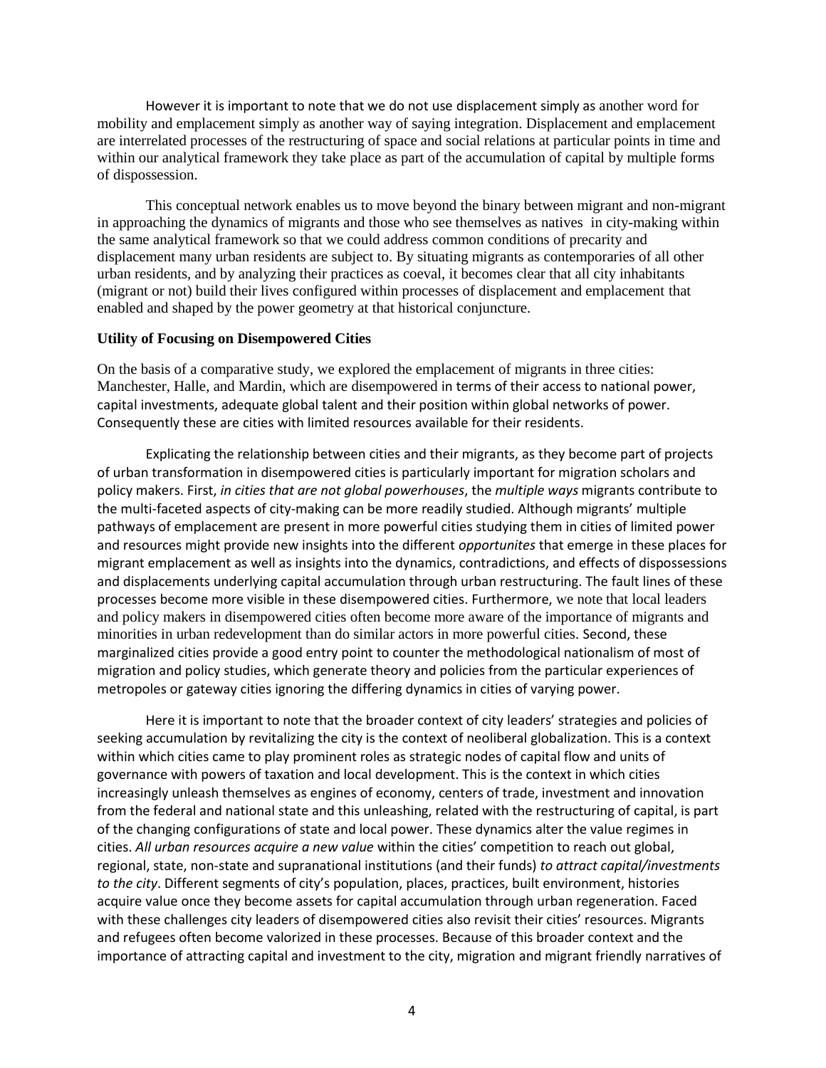However it is important to note that we do not use displacement simply as another word for mobility and emplacement simply as another way of saying integration. Displacement and emplacement are interrelated processes of the restructuring of space and social relations at particular points in time and within our analytical framework they take place as part of the accumulation of capital by multiple forms of dispossession.

This conceptual network enables us to move beyond the binary between migrant and non-migrant in approaching the dynamics of migrants and those who see themselves as natives in city-making within the same analytical framework so that we could address common conditions of precarity and displacement many urban residents are subject to. By situating migrants as contemporaries of all other urban residents, and by analyzing their practices as coeval, it becomes clear that all city inhabitants (migrant or not) build their lives configured within processes of displacement and emplacement that enabled and shaped by the power geometry at that historical conjuncture.

**Utility of Focusing on Disempowered Cities**

On the basis of a comparative study, we explored the emplacement of migrants in three cities: Manchester, Halle, and Mardin, which are disempowered in terms of their access to national power, capital investments, adequate global talent and their position within global networks of power. Consequently these are cities with limited resources available for their residents.

Explicating the relationship between cities and their migrants, as they become part of projects of urban transformation in disempowered cities is particularly important for migration scholars and policy makers. First, *in cities that are not global powerhouses*, the *multiple ways* migrants contribute to the multi-faceted aspects of city-making can be more readily studied. Although migrants' multiple pathways of emplacement are present in more powerful cities studying them in cities of limited power and resources might provide new insights into the different *opportunites* that emerge in these places for migrant emplacement as well as insights into the dynamics, contradictions, and effects of dispossessions and displacements underlying capital accumulation through urban restructuring. The fault lines of these processes become more visible in these disempowered cities. Furthermore, we note that local leaders and policy makers in disempowered cities often become more aware of the importance of migrants and minorities in urban redevelopment than do similar actors in more powerful cities. Second, these marginalized cities provide a good entry point to counter the methodological nationalism of most of migration and policy studies, which generate theory and policies from the particular experiences of metropoles or gateway cities ignoring the differing dynamics in cities of varying power.

Here it is important to note that the broader context of city leaders' strategies and policies of seeking accumulation by revitalizing the city is the context of neoliberal globalization. This is a context within which cities came to play prominent roles as strategic nodes of capital flow and units of governance with powers of taxation and local development. This is the context in which cities increasingly unleash themselves as engines of economy, centers of trade, investment and innovation from the federal and national state and this unleashing, related with the restructuring of capital, is part of the changing configurations of state and local power. These dynamics alter the value regimes in cities. *All urban resources acquire a new value* within the cities' competition to reach out global, regional, state, non-state and supranational institutions (and their funds) *to attract capital/investments to the city*. Different segments of city's population, places, practices, built environment, histories acquire value once they become assets for capital accumulation through urban regeneration. Faced with these challenges city leaders of disempowered cities also revisit their cities' resources. Migrants and refugees often become valorized in these processes. Because of this broader context and the importance of attracting capital and investment to the city, migration and migrant friendly narratives of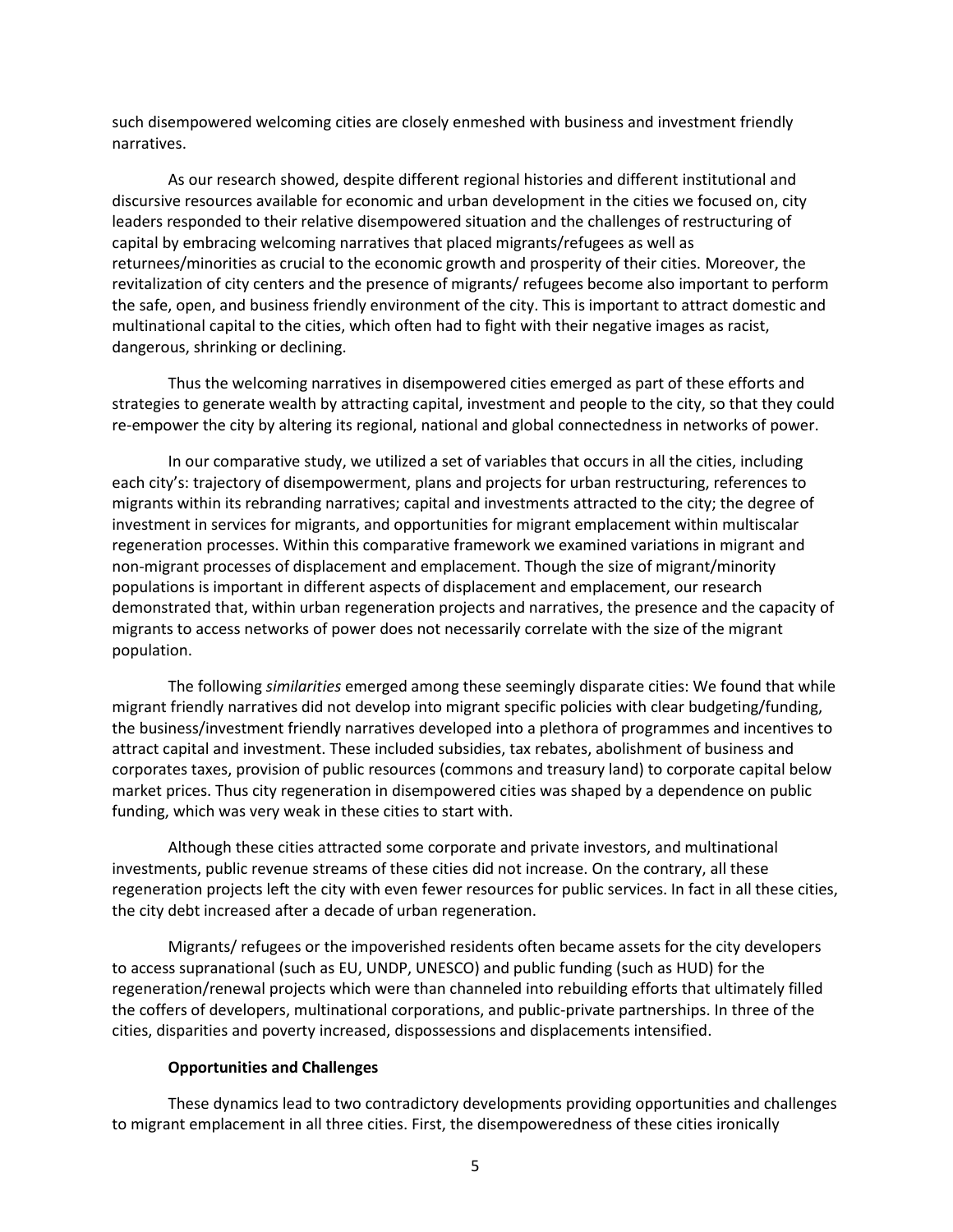such disempowered welcoming cities are closely enmeshed with business and investment friendly narratives.

As our research showed, despite different regional histories and different institutional and discursive resources available for economic and urban development in the cities we focused on, city leaders responded to their relative disempowered situation and the challenges of restructuring of capital by embracing welcoming narratives that placed migrants/refugees as well as returnees/minorities as crucial to the economic growth and prosperity of their cities. Moreover, the revitalization of city centers and the presence of migrants/ refugees become also important to perform the safe, open, and business friendly environment of the city. This is important to attract domestic and multinational capital to the cities, which often had to fight with their negative images as racist, dangerous, shrinking or declining.

Thus the welcoming narratives in disempowered cities emerged as part of these efforts and strategies to generate wealth by attracting capital, investment and people to the city, so that they could re-empower the city by altering its regional, national and global connectedness in networks of power.

In our comparative study, we utilized a set of variables that occurs in all the cities, including each city's: trajectory of disempowerment, plans and projects for urban restructuring, references to migrants within its rebranding narratives; capital and investments attracted to the city; the degree of investment in services for migrants, and opportunities for migrant emplacement within multiscalar regeneration processes. Within this comparative framework we examined variations in migrant and non-migrant processes of displacement and emplacement. Though the size of migrant/minority populations is important in different aspects of displacement and emplacement, our research demonstrated that, within urban regeneration projects and narratives, the presence and the capacity of migrants to access networks of power does not necessarily correlate with the size of the migrant population.

The following *similarities* emerged among these seemingly disparate cities: We found that while migrant friendly narratives did not develop into migrant specific policies with clear budgeting/funding, the business/investment friendly narratives developed into a plethora of programmes and incentives to attract capital and investment. These included subsidies, tax rebates, abolishment of business and corporates taxes, provision of public resources (commons and treasury land) to corporate capital below market prices. Thus city regeneration in disempowered cities was shaped by a dependence on public funding, which was very weak in these cities to start with.

Although these cities attracted some corporate and private investors, and multinational investments, public revenue streams of these cities did not increase. On the contrary, all these regeneration projects left the city with even fewer resources for public services. In fact in all these cities, the city debt increased after a decade of urban regeneration.

Migrants/ refugees or the impoverished residents often became assets for the city developers to access supranational (such as EU, UNDP, UNESCO) and public funding (such as HUD) for the regeneration/renewal projects which were than channeled into rebuilding efforts that ultimately filled the coffers of developers, multinational corporations, and public-private partnerships. In three of the cities, disparities and poverty increased, dispossessions and displacements intensified.

**Opportunities and Challenges**

These dynamics lead to two contradictory developments providing opportunities and challenges to migrant emplacement in all three cities. First, the disempoweredness of these cities ironically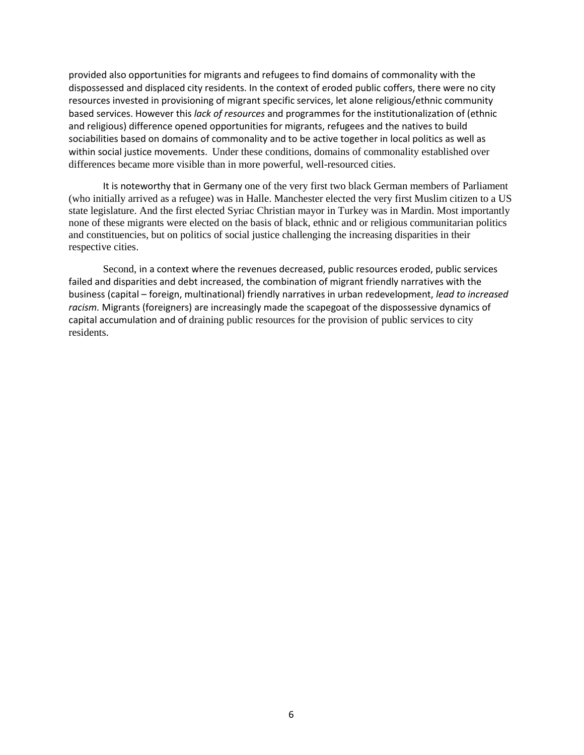provided also opportunities for migrants and refugees to find domains of commonality with the dispossessed and displaced city residents. In the context of eroded public coffers, there were no city resources invested in provisioning of migrant specific services, let alone religious/ethnic community based services. However this *lack of resources* and programmes for the institutionalization of (ethnic and religious) difference opened opportunities for migrants, refugees and the natives to build sociabilities based on domains of commonality and to be active together in local politics as well as within social justice movements. Under these conditions, domains of commonality established over differences became more visible than in more powerful, well-resourced cities.

It is noteworthy that in Germany one of the very first two black German members of Parliament (who initially arrived as a refugee) was in Halle. Manchester elected the very first Muslim citizen to a US state legislature. And the first elected Syriac Christian mayor in Turkey was in Mardin. Most importantly none of these migrants were elected on the basis of black, ethnic and or religious communitarian politics and constituencies, but on politics of social justice challenging the increasing disparities in their respective cities.

Second, in a context where the revenues decreased, public resources eroded, public services failed and disparities and debt increased, the combination of migrant friendly narratives with the business (capital – foreign, multinational) friendly narratives in urban redevelopment, *lead to increased racism.* Migrants (foreigners) are increasingly made the scapegoat of the dispossessive dynamics of capital accumulation and of draining public resources for the provision of public services to city residents.